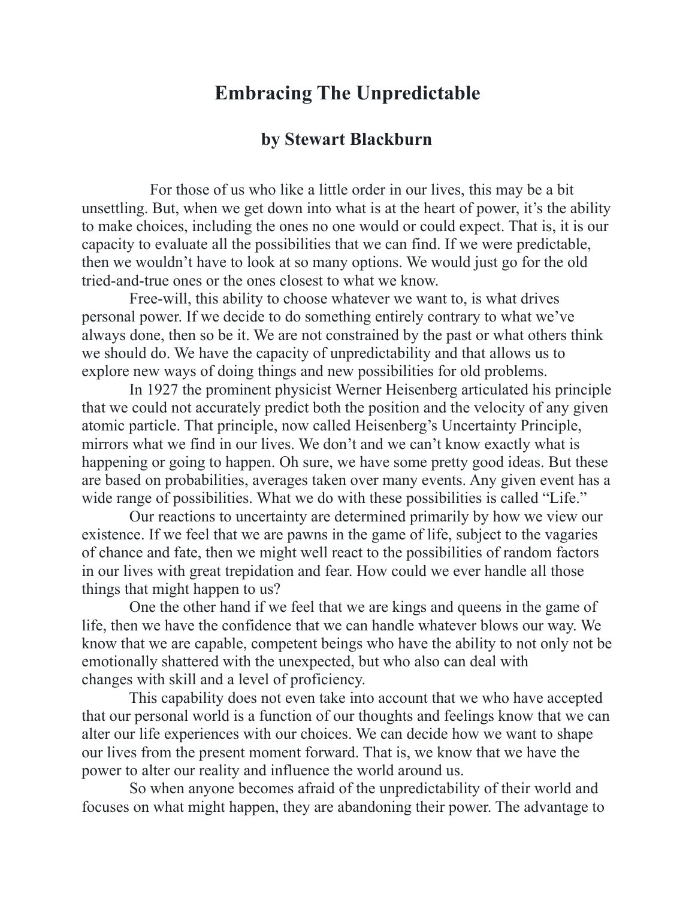# Embracing The Unpredictable

## by Stewart Blackburn

For those of us who like a little order in our lives, this may be a bit unsettling. But, when we get down into what is at the heart of power, it's the ability to make choices, including the ones no one would or could expect. That is, it is our capacity to evaluate all the possibilities that we can find. If we were predictable, then we wouldn't have to look at so many options. We would just go for the old tried-and-true ones or the ones closest to what we know.

Free-will, this ability to choose whatever we want to, is what drives personal power. If we decide to do something entirely contrary to what we've always done, then so be it. We are not constrained by the past or what others think we should do. We have the capacity of unpredictability and that allows us to explore new ways of doing things and new possibilities for old problems.

In 1927 the prominent physicist Werner Heisenberg articulated his principle that we could not accurately predict both the position and the velocity of any given atomic particle. That principle, now called Heisenberg's Uncertainty Principle, mirrors what we find in our lives. We don't and we can't know exactly what is happening or going to happen. Oh sure, we have some pretty good ideas. But these are based on probabilities, averages taken over many events. Any given event has a wide range of possibilities. What we do with these possibilities is called "Life."

Our reactions to uncertainty are determined primarily by how we view our existence. If we feel that we are pawns in the game of life, subject to the vagaries of chance and fate, then we might well react to the possibilities of random factors in our lives with great trepidation and fear. How could we ever handle all those things that might happen to us?

One the other hand if we feel that we are kings and queens in the game of life, then we have the confidence that we can handle whatever blows our way. We know that we are capable, competent beings who have the ability to not only not be emotionally shattered with the unexpected, but who also can deal with changes with skill and a level of proficiency.

This capability does not even take into account that we who have accepted that our personal world is a function of our thoughts and feelings know that we can alter our life experiences with our choices. We can decide how we want to shape our lives from the present moment forward. That is, we know that we have the power to alter our reality and influence the world around us.

So when anyone becomes afraid of the unpredictability of their world and focuses on what might happen, they are abandoning their power. The advantage to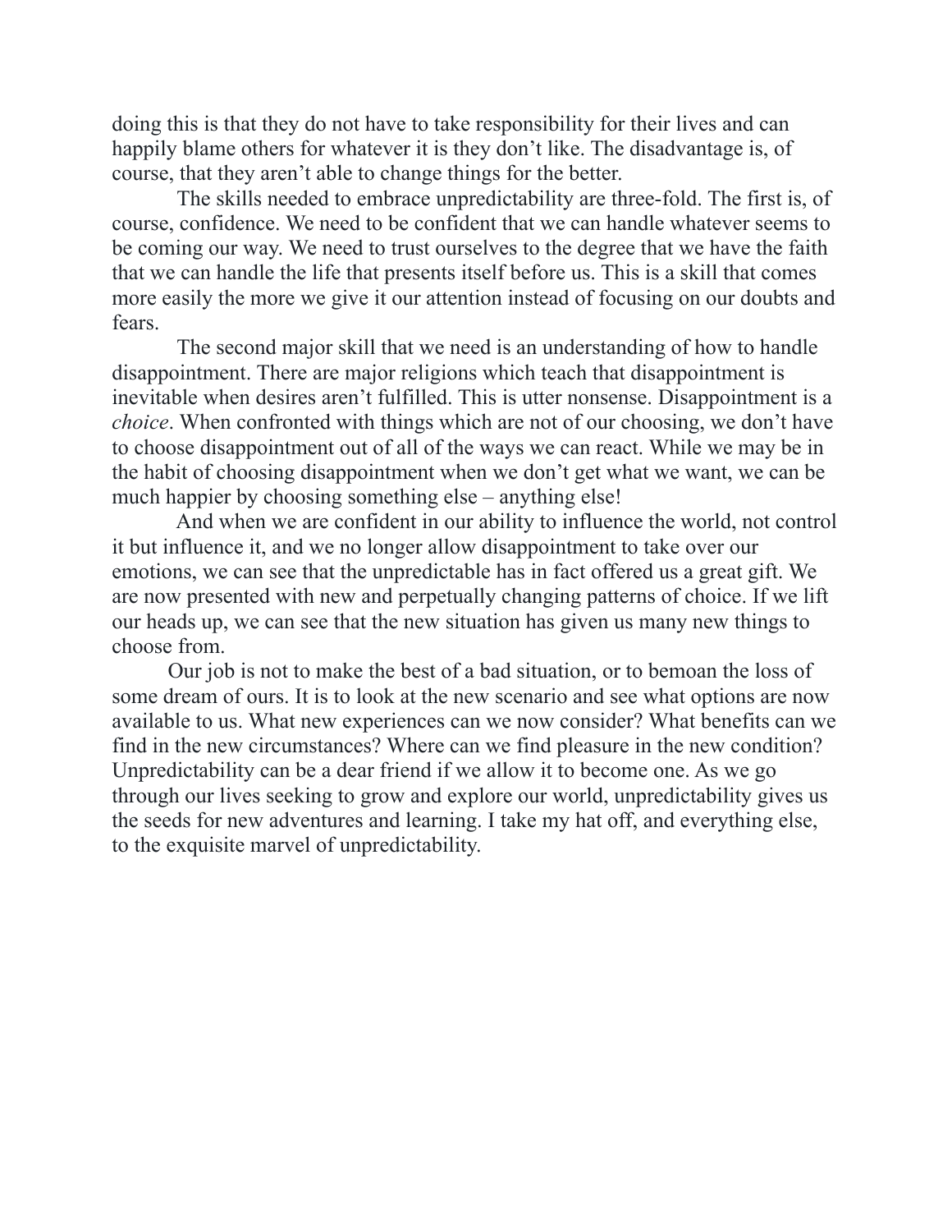doing this is that they do not have to take responsibility for their lives and can happily blame others for whatever it is they don't like. The disadvantage is, of course, that they aren't able to change things for the better.

The skills needed to embrace unpredictability are three-fold. The first is, of course, confidence. We need to be confident that we can handle whatever seems to be coming our way. We need to trust ourselves to the degree that we have the faith that we can handle the life that presents itself before us. This is a skill that comes more easily the more we give it our attention instead of focusing on our doubts and fears.

The second major skill that we need is an understanding of how to handle disappointment. There are major religions which teach that disappointment is inevitable when desires aren't fulfilled. This is utter nonsense. Disappointment is a *choice*. When confronted with things which are not of our choosing, we don't have to choose disappointment out of all of the ways we can react. While we may be in the habit of choosing disappointment when we don't get what we want, we can be much happier by choosing something else – anything else!

And when we are confident in our ability to influence the world, not control it but influence it, and we no longer allow disappointment to take over our emotions, we can see that the unpredictable has in fact offered us a great gift. We are now presented with new and perpetually changing patterns of choice. If we lift our heads up, we can see that the new situation has given us many new things to choose from.

Our job is not to make the best of a bad situation, or to bemoan the loss of some dream of ours. It is to look at the new scenario and see what options are now available to us. What new experiences can we now consider? What benefits can we find in the new circumstances? Where can we find pleasure in the new condition? Unpredictability can be a dear friend if we allow it to become one. As we go through our lives seeking to grow and explore our world, unpredictability gives us the seeds for new adventures and learning. I take my hat off, and everything else, to the exquisite marvel of unpredictability.